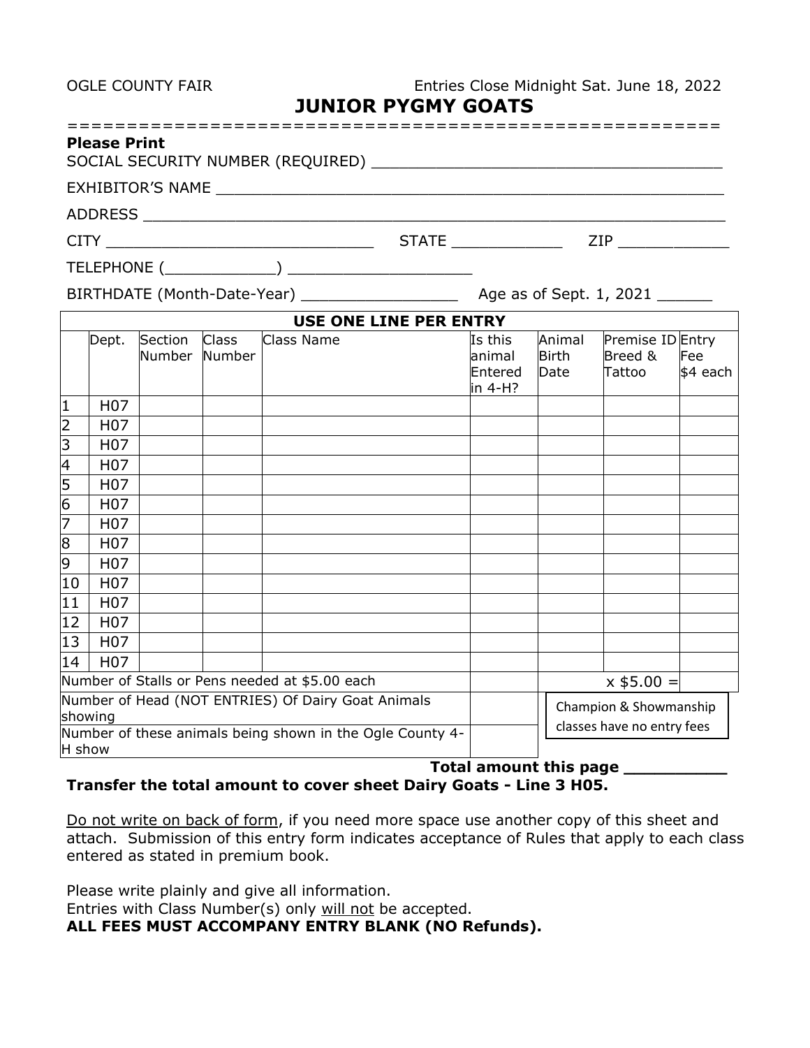OGLE COUNTY FAIR Entries Close Midnight Sat. June 18, 2022

# JUNIOR PYGMY GOATS

**Please Print**

SOCIAL SECURITY NUMBER (REQUIRED) ____________________________________

EXHIBITOR'S NAME ____________________________________________________

ADDRESS _________________________________________________________

CITY ___________________________ STATE ___________ ZIP ___________

TELEPHONE (___________) ___________________

BIRTHDATE (Month-Date-Year) ________________ Age as of Sept. 1, 2021 ______

**USE ONE LINE PER ENTRY**

| | Dept. | Section Number | Class Number | Class Name | Is this animal Entered in 4-H? | Animal Birth Date | Premise ID Breed & Tattoo | Entry Fee $4 each |
|---|---|---|---|---|---|---|---|---|
| 1 | H07 | | | | | | | |
| 2 | H07 | | | | | | | |
| 3 | H07 | | | | | | | |
| 4 | H07 | | | | | | | |
| 5 | H07 | | | | | | | |
| 6 | H07 | | | | | | | |
| 7 | H07 | | | | | | | |
| 8 | H07 | | | | | | | |
| 9 | H07 | | | | | | | |
| 10 | H07 | | | | | | | |
| 11 | H07 | | | | | | | |
| 12 | H07 | | | | | | | |
| 13 | H07 | | | | | | | |
| 14 | H07 | | | | | | | |
| Number of Stalls or Pens needed at $5.00 each | | | | | | x $5.00 = | | |
| Number of Head (NOT ENTRIES) Of Dairy Goat Animals showing | | | | | | Champion & Showmanship classes have no entry fees | | |
| Number of these animals being shown in the Ogle County 4-H show | | | | | | | | |

**Total amount this page __________**

**Transfer the total amount to cover sheet Dairy Goats - Line 3 H05.**

Do not write on back of form, if you need more space use another copy of this sheet and attach. Submission of this entry form indicates acceptance of Rules that apply to each class entered as stated in premium book.

Please write plainly and give all information.
Entries with Class Number(s) only will not be accepted.
**ALL FEES MUST ACCOMPANY ENTRY BLANK (NO Refunds).**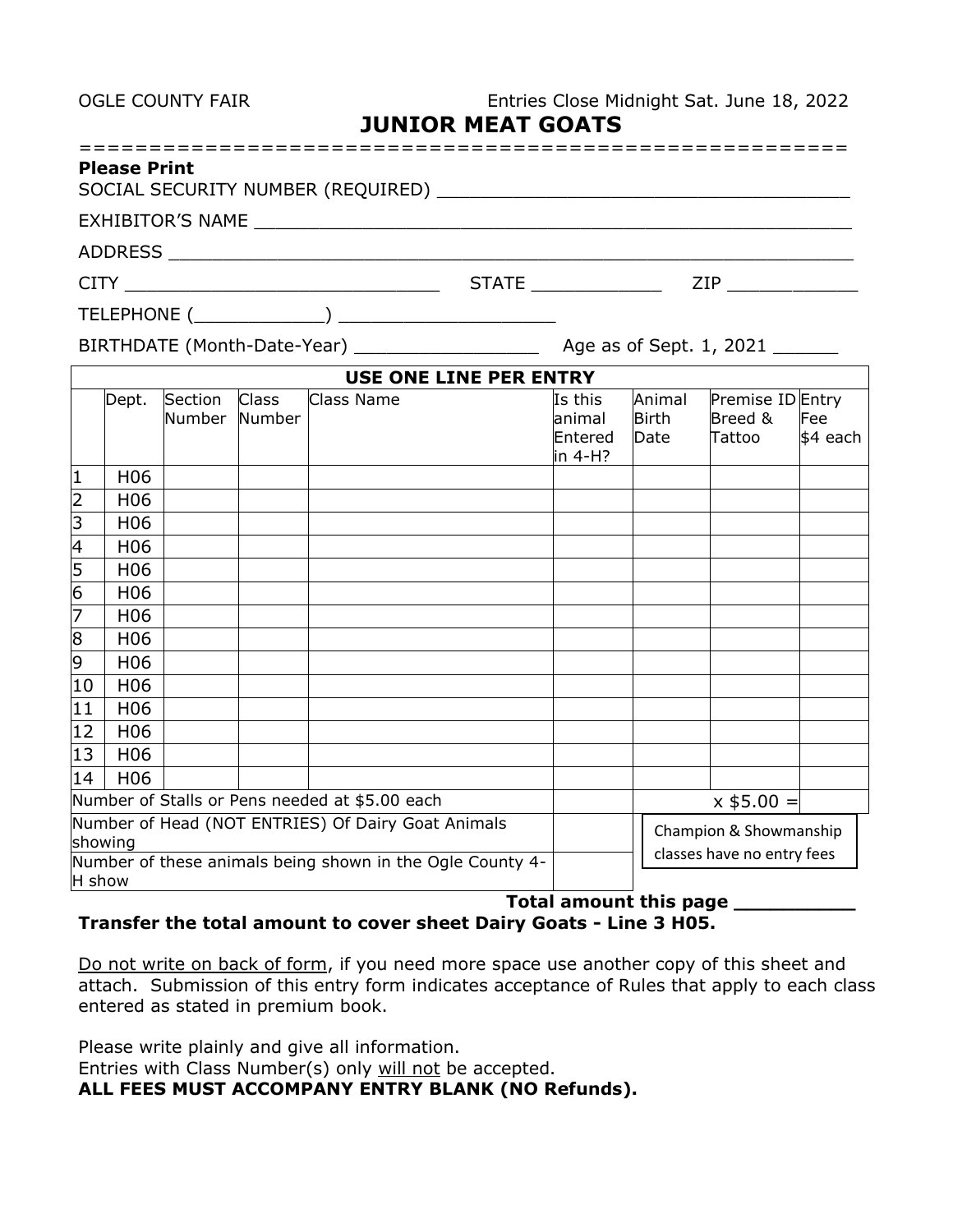OGLE COUNTY FAIR Entries Close Midnight Sat. June 18, 2022

# JUNIOR MEAT GOATS

**Please Print**

SOCIAL SECURITY NUMBER (REQUIRED) ____________________________________

EXHIBITOR'S NAME ____________________________________________________

ADDRESS ____________________________________________________________

CITY ____________________________ STATE ___________ ZIP ___________

TELEPHONE (___________) ___________________

BIRTHDATE (Month-Date-Year) ________________ Age as of Sept. 1, 2021 ______

| USE ONE LINE PER ENTRY | | | | | | | | |
|---|---|---|---|---|---|---|---|---|
| | Dept. | Section Number | Class Number | Class Name | Is this animal Entered in 4-H? | Animal Birth Date | Premise ID Breed & Tattoo | Entry Fee $4 each |
| 1 | H06 | | | | | | | |
| 2 | H06 | | | | | | | |
| 3 | H06 | | | | | | | |
| 4 | H06 | | | | | | | |
| 5 | H06 | | | | | | | |
| 6 | H06 | | | | | | | |
| 7 | H06 | | | | | | | |
| 8 | H06 | | | | | | | |
| 9 | H06 | | | | | | | |
| 10 | H06 | | | | | | | |
| 11 | H06 | | | | | | | |
| 12 | H06 | | | | | | | |
| 13 | H06 | | | | | | | |
| 14 | H06 | | | | | | | |
| Number of Stalls or Pens needed at $5.00 each | | | | | | x $5.00 = | | |
| Number of Head (NOT ENTRIES) Of Dairy Goat Animals showing | | | | | | Champion & Showmanship classes have no entry fees | | |
| Number of these animals being shown in the Ogle County 4-H show | | | | | | | | |

**Total amount this page __________**

**Transfer the total amount to cover sheet Dairy Goats - Line 3 H05.**

Do not write on back of form, if you need more space use another copy of this sheet and attach. Submission of this entry form indicates acceptance of Rules that apply to each class entered as stated in premium book.

Please write plainly and give all information.
Entries with Class Number(s) only will not be accepted.
**ALL FEES MUST ACCOMPANY ENTRY BLANK (NO Refunds).**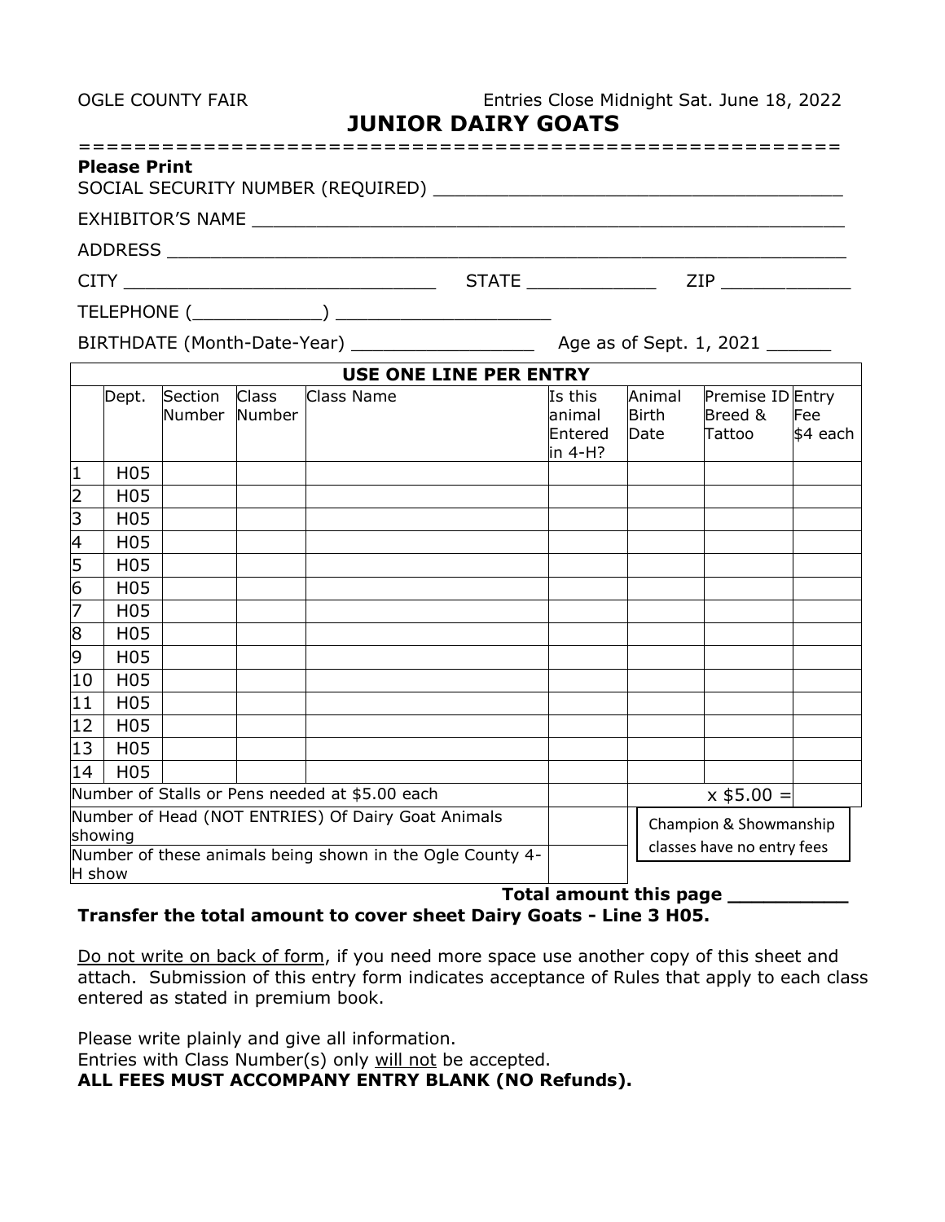OGLE COUNTY FAIR    Entries Close Midnight Sat. June 18, 2022

# JUNIOR DAIRY GOATS

==========================================================

**Please Print**

SOCIAL SECURITY NUMBER (REQUIRED) ____________________________________

EXHIBITOR'S NAME ______________________________________________________

ADDRESS _______________________________________________________________

CITY ____________________________ STATE ___________ ZIP ___________

TELEPHONE (___________) ___________________

BIRTHDATE (Month-Date-Year) ________________ Age as of Sept. 1, 2021 ______

| USE ONE LINE PER ENTRY | | | | | | | | |
|---|---|---|---|---|---|---|---|---|
| | Dept. | Section Number | Class Number | Class Name | Is this animal Entered in 4-H? | Animal Birth Date | Premise ID Breed & Tattoo | Entry Fee $4 each |
| 1 | H05 | | | | | | | |
| 2 | H05 | | | | | | | |
| 3 | H05 | | | | | | | |
| 4 | H05 | | | | | | | |
| 5 | H05 | | | | | | | |
| 6 | H05 | | | | | | | |
| 7 | H05 | | | | | | | |
| 8 | H05 | | | | | | | |
| 9 | H05 | | | | | | | |
| 10 | H05 | | | | | | | |
| 11 | H05 | | | | | | | |
| 12 | H05 | | | | | | | |
| 13 | H05 | | | | | | | |
| 14 | H05 | | | | | | | |
| Number of Stalls or Pens needed at $5.00 each | | | | | | x $5.00 = | | |
| Number of Head (NOT ENTRIES) Of Dairy Goat Animals showing | | | | | | Champion & Showmanship classes have no entry fees | | |
| Number of these animals being shown in the Ogle County 4-H show | | | | | | | | |

**Total amount this page __________**

**Transfer the total amount to cover sheet Dairy Goats - Line 3 H05.**

Do not write on back of form, if you need more space use another copy of this sheet and attach. Submission of this entry form indicates acceptance of Rules that apply to each class entered as stated in premium book.

Please write plainly and give all information.
Entries with Class Number(s) only will not be accepted.
**ALL FEES MUST ACCOMPANY ENTRY BLANK (NO Refunds).**